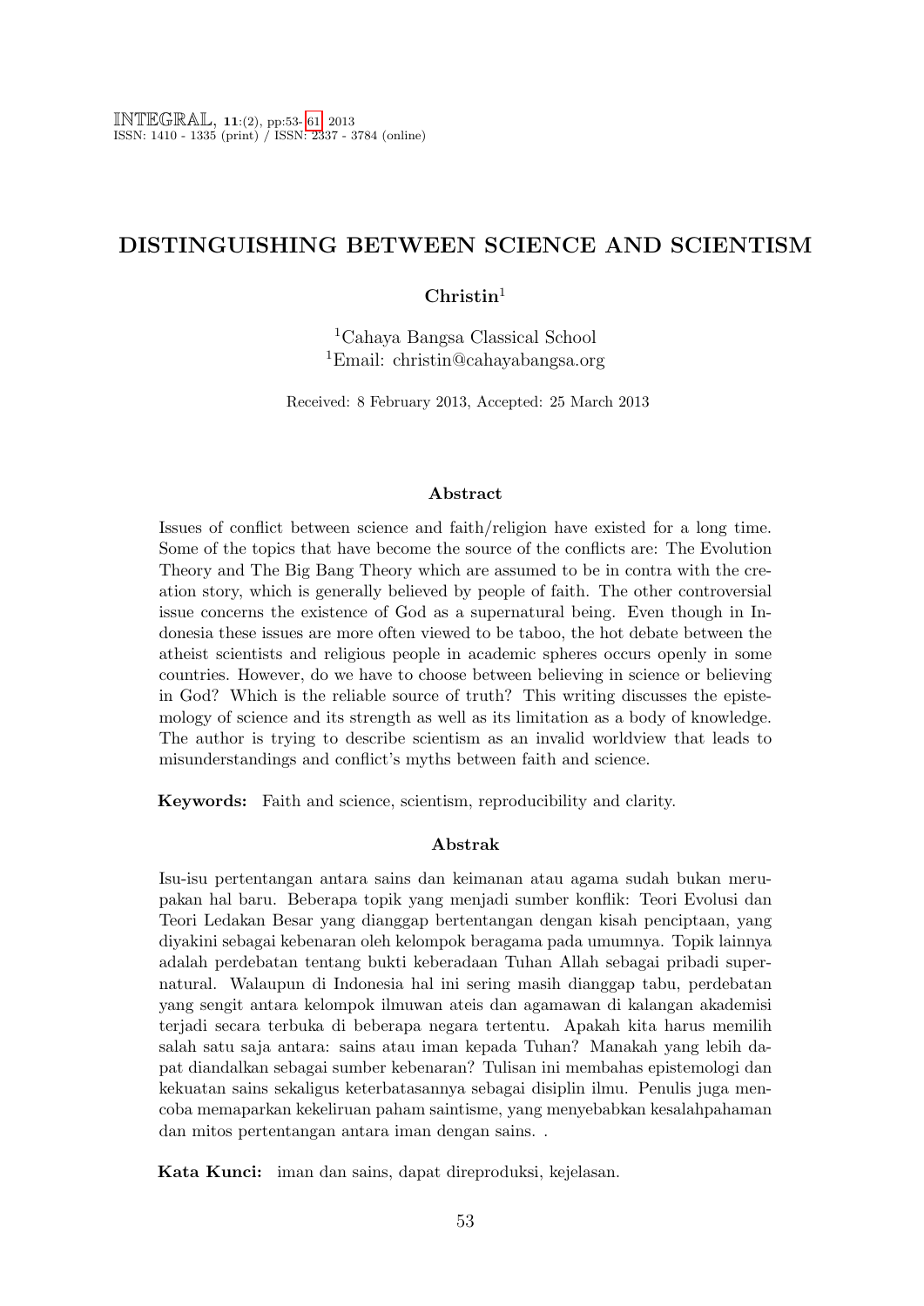# DISTINGUISHING BETWEEN SCIENCE AND SCIENTISM

**Christin**[1]

[1]Cahaya Bangsa Classical School
[1]Email: christin@cahayabangsa.org

Received: 8 February 2013, Accepted: 25 March 2013

### Abstract

Issues of conflict between science and faith/religion have existed for a long time. Some of the topics that have become the source of the conflicts are: The Evolution Theory and The Big Bang Theory which are assumed to be in contra with the creation story, which is generally believed by people of faith. The other controversial issue concerns the existence of God as a supernatural being. Even though in Indonesia these issues are more often viewed to be taboo, the hot debate between the atheist scientists and religious people in academic spheres occurs openly in some countries. However, do we have to choose between believing in science or believing in God? Which is the reliable source of truth? This writing discusses the epistemology of science and its strength as well as its limitation as a body of knowledge. The author is trying to describe scientism as an invalid worldview that leads to misunderstandings and conflict's myths between faith and science.

**Keywords:** Faith and science, scientism, reproducibility and clarity.

### Abstrak

Isu-isu pertentangan antara sains dan keimanan atau agama sudah bukan merupakan hal baru. Beberapa topik yang menjadi sumber konflik: Teori Evolusi dan Teori Ledakan Besar yang dianggap bertentangan dengan kisah penciptaan, yang diyakini sebagai kebenaran oleh kelompok beragama pada umumnya. Topik lainnya adalah perdebatan tentang bukti keberadaan Tuhan Allah sebagai pribadi supernatural. Walaupun di Indonesia hal ini sering masih dianggap tabu, perdebatan yang sengit antara kelompok ilmuwan ateis dan agamawan di kalangan akademisi terjadi secara terbuka di beberapa negara tertentu. Apakah kita harus memilih salah satu saja antara: sains atau iman kepada Tuhan? Manakah yang lebih dapat diandalkan sebagai sumber kebenaran? Tulisan ini membahas epistemologi dan kekuatan sains sekaligus keterbatasannya sebagai disiplin ilmu. Penulis juga mencoba memaparkan kekeliruan paham saintisme, yang menyebabkan kesalahpahaman dan mitos pertentangan antara iman dengan sains. .

**Kata Kunci:** iman dan sains, dapat direproduksi, kejelasan.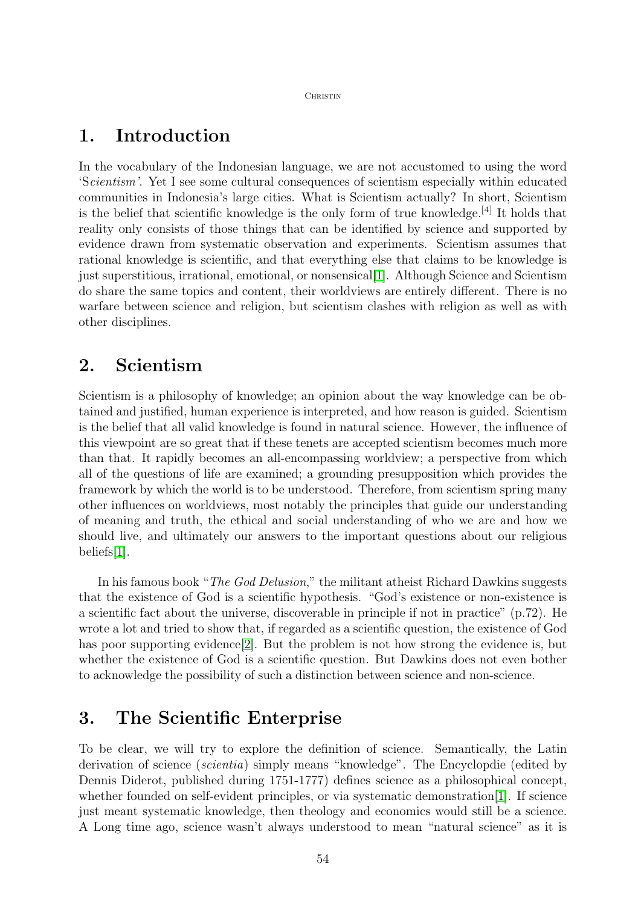# 1. Introduction

In the vocabulary of the Indonesian language, we are not accustomed to using the word 'S*cientism'*. Yet I see some cultural consequences of scientism especially within educated communities in Indonesia's large cities. What is Scientism actually? In short, Scientism is the belief that scientific knowledge is the only form of true knowledge.[4] It holds that reality only consists of those things that can be identified by science and supported by evidence drawn from systematic observation and experiments. Scientism assumes that rational knowledge is scientific, and that everything else that claims to be knowledge is just superstitious, irrational, emotional, or nonsensical[1]. Although Science and Scientism do share the same topics and content, their worldviews are entirely different. There is no warfare between science and religion, but scientism clashes with religion as well as with other disciplines.

# 2. Scientism

Scientism is a philosophy of knowledge; an opinion about the way knowledge can be obtained and justified, human experience is interpreted, and how reason is guided. Scientism is the belief that all valid knowledge is found in natural science. However, the influence of this viewpoint are so great that if these tenets are accepted scientism becomes much more than that. It rapidly becomes an all-encompassing worldview; a perspective from which all of the questions of life are examined; a grounding presupposition which provides the framework by which the world is to be understood. Therefore, from scientism spring many other influences on worldviews, most notably the principles that guide our understanding of meaning and truth, the ethical and social understanding of who we are and how we should live, and ultimately our answers to the important questions about our religious beliefs[1].

In his famous book "*The God Delusion*," the militant atheist Richard Dawkins suggests that the existence of God is a scientific hypothesis. "God's existence or non-existence is a scientific fact about the universe, discoverable in principle if not in practice" (p.72). He wrote a lot and tried to show that, if regarded as a scientific question, the existence of God has poor supporting evidence[2]. But the problem is not how strong the evidence is, but whether the existence of God is a scientific question. But Dawkins does not even bother to acknowledge the possibility of such a distinction between science and non-science.

# 3. The Scientific Enterprise

To be clear, we will try to explore the definition of science. Semantically, the Latin derivation of science (*scientia*) simply means "knowledge". The Encyclopdie (edited by Dennis Diderot, published during 1751-1777) defines science as a philosophical concept, whether founded on self-evident principles, or via systematic demonstration[1]. If science just meant systematic knowledge, then theology and economics would still be a science. A Long time ago, science wasn't always understood to mean "natural science" as it is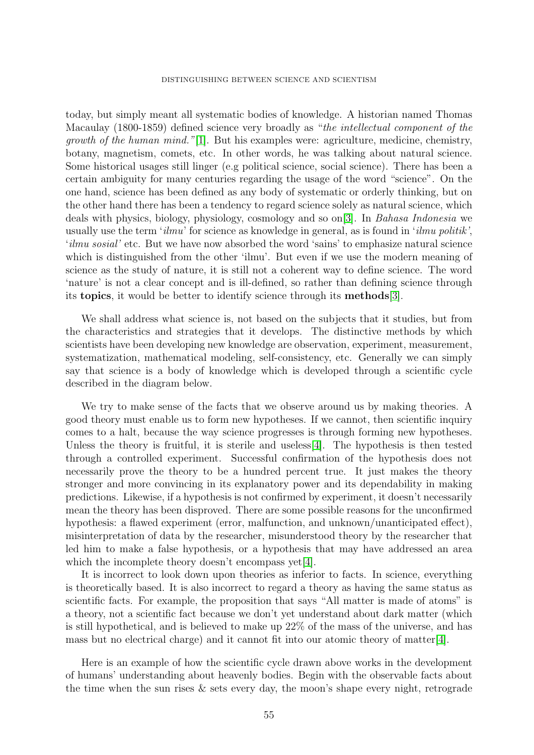today, but simply meant all systematic bodies of knowledge. A historian named Thomas Macaulay (1800-1859) defined science very broadly as "*the intellectual component of the growth of the human mind.*"[1]. But his examples were: agriculture, medicine, chemistry, botany, magnetism, comets, etc. In other words, he was talking about natural science. Some historical usages still linger (e.g political science, social science). There has been a certain ambiguity for many centuries regarding the usage of the word "science". On the one hand, science has been defined as any body of systematic or orderly thinking, but on the other hand there has been a tendency to regard science solely as natural science, which deals with physics, biology, physiology, cosmology and so on[3]. In *Bahasa Indonesia* we usually use the term '*ilmu*' for science as knowledge in general, as is found in '*ilmu politik'*, '*ilmu sosial'* etc. But we have now absorbed the word 'sains' to emphasize natural science which is distinguished from the other 'ilmu'. But even if we use the modern meaning of science as the study of nature, it is still not a coherent way to define science. The word 'nature' is not a clear concept and is ill-defined, so rather than defining science through its **topics**, it would be better to identify science through its **methods**[3].

We shall address what science is, not based on the subjects that it studies, but from the characteristics and strategies that it develops. The distinctive methods by which scientists have been developing new knowledge are observation, experiment, measurement, systematization, mathematical modeling, self-consistency, etc. Generally we can simply say that science is a body of knowledge which is developed through a scientific cycle described in the diagram below.

We try to make sense of the facts that we observe around us by making theories. A good theory must enable us to form new hypotheses. If we cannot, then scientific inquiry comes to a halt, because the way science progresses is through forming new hypotheses. Unless the theory is fruitful, it is sterile and useless[4]. The hypothesis is then tested through a controlled experiment. Successful confirmation of the hypothesis does not necessarily prove the theory to be a hundred percent true. It just makes the theory stronger and more convincing in its explanatory power and its dependability in making predictions. Likewise, if a hypothesis is not confirmed by experiment, it doesn't necessarily mean the theory has been disproved. There are some possible reasons for the unconfirmed hypothesis: a flawed experiment (error, malfunction, and unknown/unanticipated effect), misinterpretation of data by the researcher, misunderstood theory by the researcher that led him to make a false hypothesis, or a hypothesis that may have addressed an area which the incomplete theory doesn't encompass yet[4].

It is incorrect to look down upon theories as inferior to facts. In science, everything is theoretically based. It is also incorrect to regard a theory as having the same status as scientific facts. For example, the proposition that says "All matter is made of atoms" is a theory, not a scientific fact because we don't yet understand about dark matter (which is still hypothetical, and is believed to make up 22% of the mass of the universe, and has mass but no electrical charge) and it cannot fit into our atomic theory of matter[4].

Here is an example of how the scientific cycle drawn above works in the development of humans' understanding about heavenly bodies. Begin with the observable facts about the time when the sun rises & sets every day, the moon's shape every night, retrograde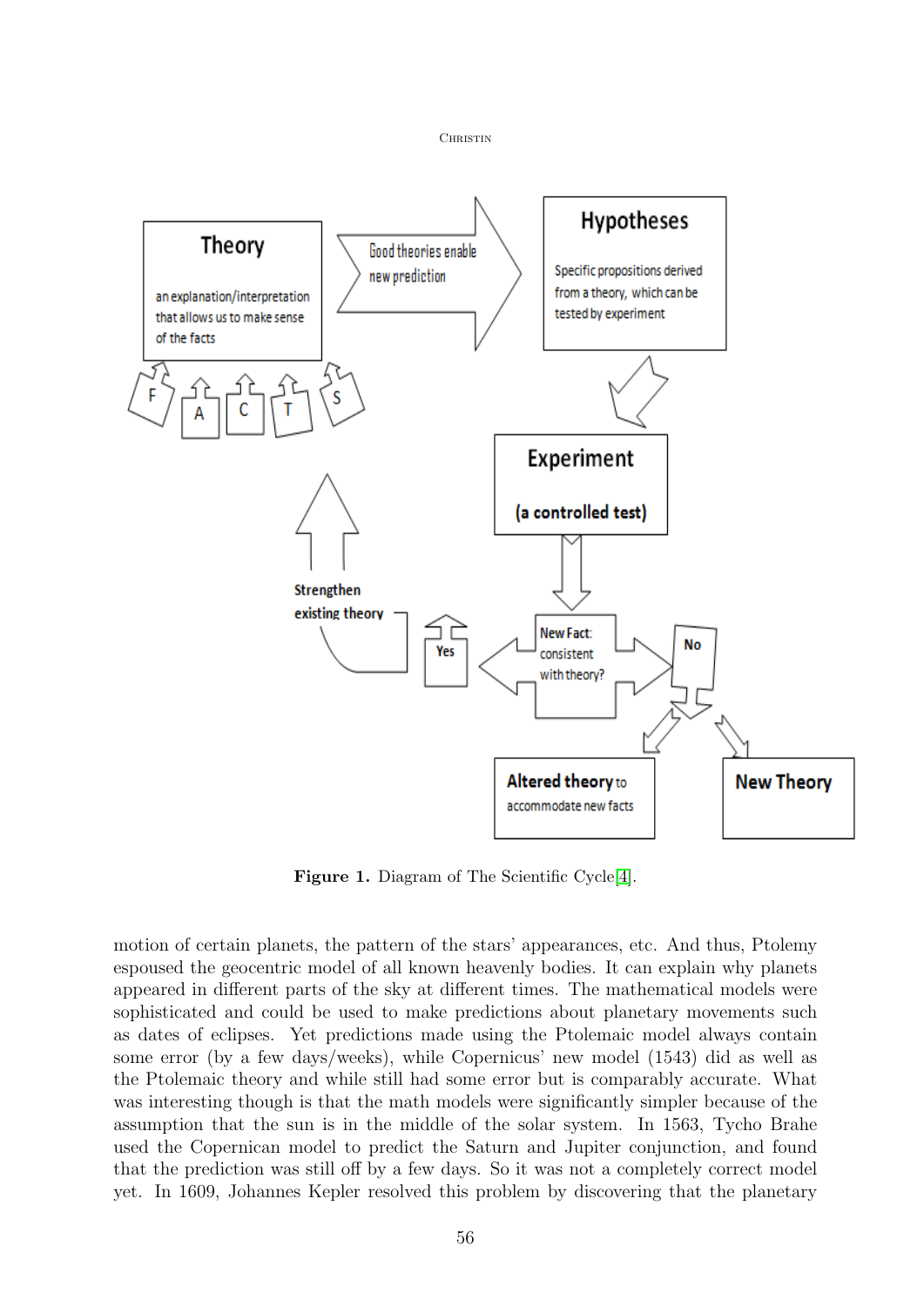**Figure 1.** Diagram of The Scientific Cycle[4].

motion of certain planets, the pattern of the stars' appearances, etc. And thus, Ptolemy espoused the geocentric model of all known heavenly bodies. It can explain why planets appeared in different parts of the sky at different times. The mathematical models were sophisticated and could be used to make predictions about planetary movements such as dates of eclipses. Yet predictions made using the Ptolemaic model always contain some error (by a few days/weeks), while Copernicus' new model (1543) did as well as the Ptolemaic theory and while still had some error but is comparably accurate. What was interesting though is that the math models were significantly simpler because of the assumption that the sun is in the middle of the solar system. In 1563, Tycho Brahe used the Copernican model to predict the Saturn and Jupiter conjunction, and found that the prediction was still off by a few days. So it was not a completely correct model yet. In 1609, Johannes Kepler resolved this problem by discovering that the planetary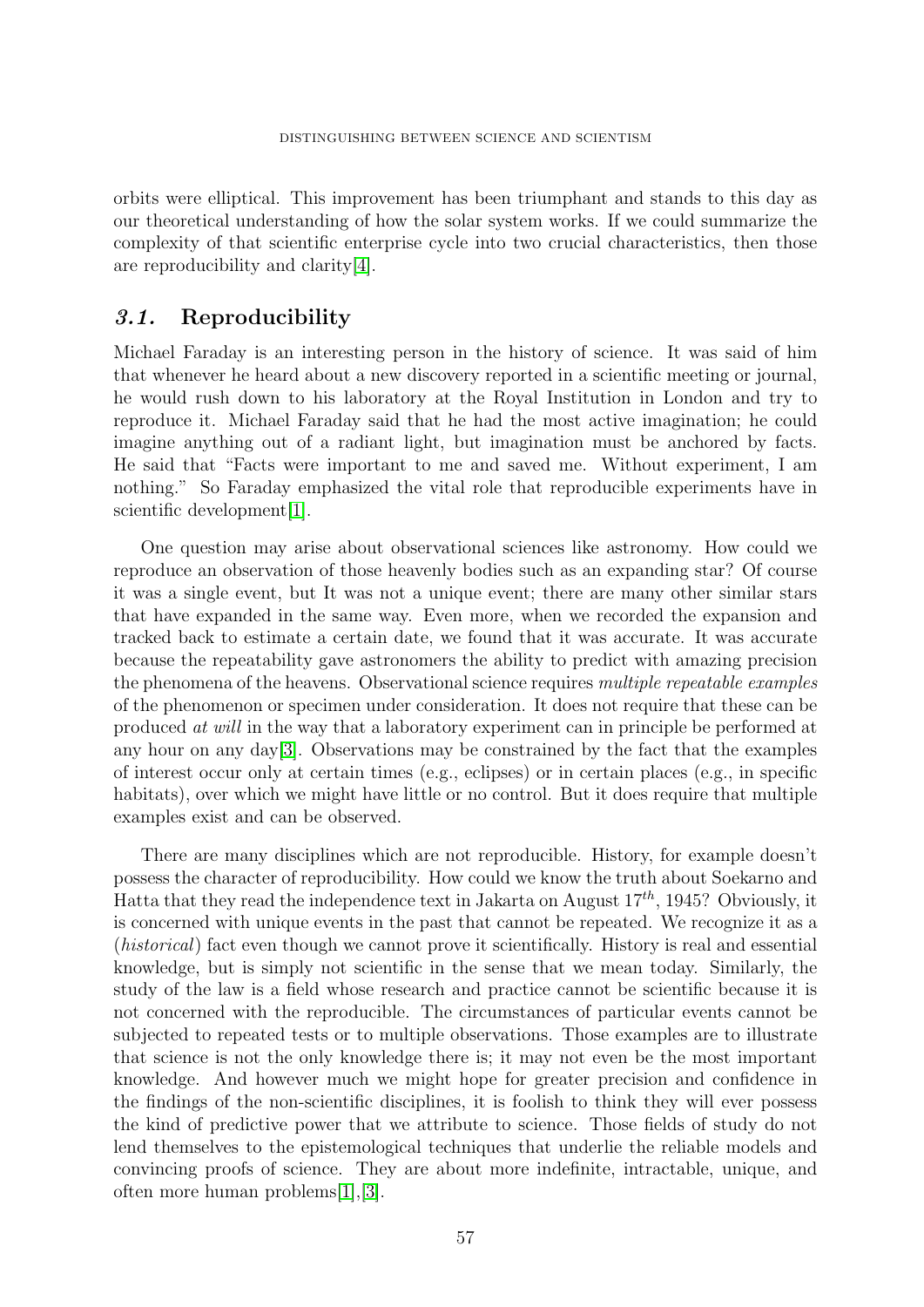orbits were elliptical. This improvement has been triumphant and stands to this day as our theoretical understanding of how the solar system works. If we could summarize the complexity of that scientific enterprise cycle into two crucial characteristics, then those are reproducibility and clarity[4].

## *3.1.* Reproducibility

Michael Faraday is an interesting person in the history of science. It was said of him that whenever he heard about a new discovery reported in a scientific meeting or journal, he would rush down to his laboratory at the Royal Institution in London and try to reproduce it. Michael Faraday said that he had the most active imagination; he could imagine anything out of a radiant light, but imagination must be anchored by facts. He said that "Facts were important to me and saved me. Without experiment, I am nothing." So Faraday emphasized the vital role that reproducible experiments have in scientific development[1].

One question may arise about observational sciences like astronomy. How could we reproduce an observation of those heavenly bodies such as an expanding star? Of course it was a single event, but It was not a unique event; there are many other similar stars that have expanded in the same way. Even more, when we recorded the expansion and tracked back to estimate a certain date, we found that it was accurate. It was accurate because the repeatability gave astronomers the ability to predict with amazing precision the phenomena of the heavens. Observational science requires *multiple repeatable examples* of the phenomenon or specimen under consideration. It does not require that these can be produced *at will* in the way that a laboratory experiment can in principle be performed at any hour on any day[3]. Observations may be constrained by the fact that the examples of interest occur only at certain times (e.g., eclipses) or in certain places (e.g., in specific habitats), over which we might have little or no control. But it does require that multiple examples exist and can be observed.

There are many disciplines which are not reproducible. History, for example doesn't possess the character of reproducibility. How could we know the truth about Soekarno and Hatta that they read the independence text in Jakarta on August $17^{th}$, 1945? Obviously, it is concerned with unique events in the past that cannot be repeated. We recognize it as a (*historical*) fact even though we cannot prove it scientifically. History is real and essential knowledge, but is simply not scientific in the sense that we mean today. Similarly, the study of the law is a field whose research and practice cannot be scientific because it is not concerned with the reproducible. The circumstances of particular events cannot be subjected to repeated tests or to multiple observations. Those examples are to illustrate that science is not the only knowledge there is; it may not even be the most important knowledge. And however much we might hope for greater precision and confidence in the findings of the non-scientific disciplines, it is foolish to think they will ever possess the kind of predictive power that we attribute to science. Those fields of study do not lend themselves to the epistemological techniques that underlie the reliable models and convincing proofs of science. They are about more indefinite, intractable, unique, and often more human problems[1],[3].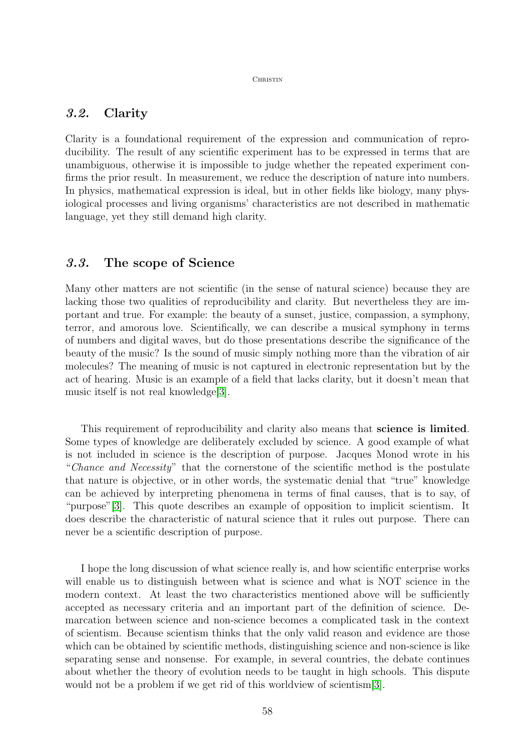### *3.2.* Clarity

Clarity is a foundational requirement of the expression and communication of reproducibility. The result of any scientific experiment has to be expressed in terms that are unambiguous, otherwise it is impossible to judge whether the repeated experiment confirms the prior result. In measurement, we reduce the description of nature into numbers. In physics, mathematical expression is ideal, but in other fields like biology, many physiological processes and living organisms' characteristics are not described in mathematic language, yet they still demand high clarity.

### *3.3.* The scope of Science

Many other matters are not scientific (in the sense of natural science) because they are lacking those two qualities of reproducibility and clarity. But nevertheless they are important and true. For example: the beauty of a sunset, justice, compassion, a symphony, terror, and amorous love. Scientifically, we can describe a musical symphony in terms of numbers and digital waves, but do those presentations describe the significance of the beauty of the music? Is the sound of music simply nothing more than the vibration of air molecules? The meaning of music is not captured in electronic representation but by the act of hearing. Music is an example of a field that lacks clarity, but it doesn't mean that music itself is not real knowledge[3].

This requirement of reproducibility and clarity also means that **science is limited**. Some types of knowledge are deliberately excluded by science. A good example of what is not included in science is the description of purpose. Jacques Monod wrote in his "*Chance and Necessity*" that the cornerstone of the scientific method is the postulate that nature is objective, or in other words, the systematic denial that "true" knowledge can be achieved by interpreting phenomena in terms of final causes, that is to say, of "purpose"[3]. This quote describes an example of opposition to implicit scientism. It does describe the characteristic of natural science that it rules out purpose. There can never be a scientific description of purpose.

I hope the long discussion of what science really is, and how scientific enterprise works will enable us to distinguish between what is science and what is NOT science in the modern context. At least the two characteristics mentioned above will be sufficiently accepted as necessary criteria and an important part of the definition of science. Demarcation between science and non-science becomes a complicated task in the context of scientism. Because scientism thinks that the only valid reason and evidence are those which can be obtained by scientific methods, distinguishing science and non-science is like separating sense and nonsense. For example, in several countries, the debate continues about whether the theory of evolution needs to be taught in high schools. This dispute would not be a problem if we get rid of this worldview of scientism[3].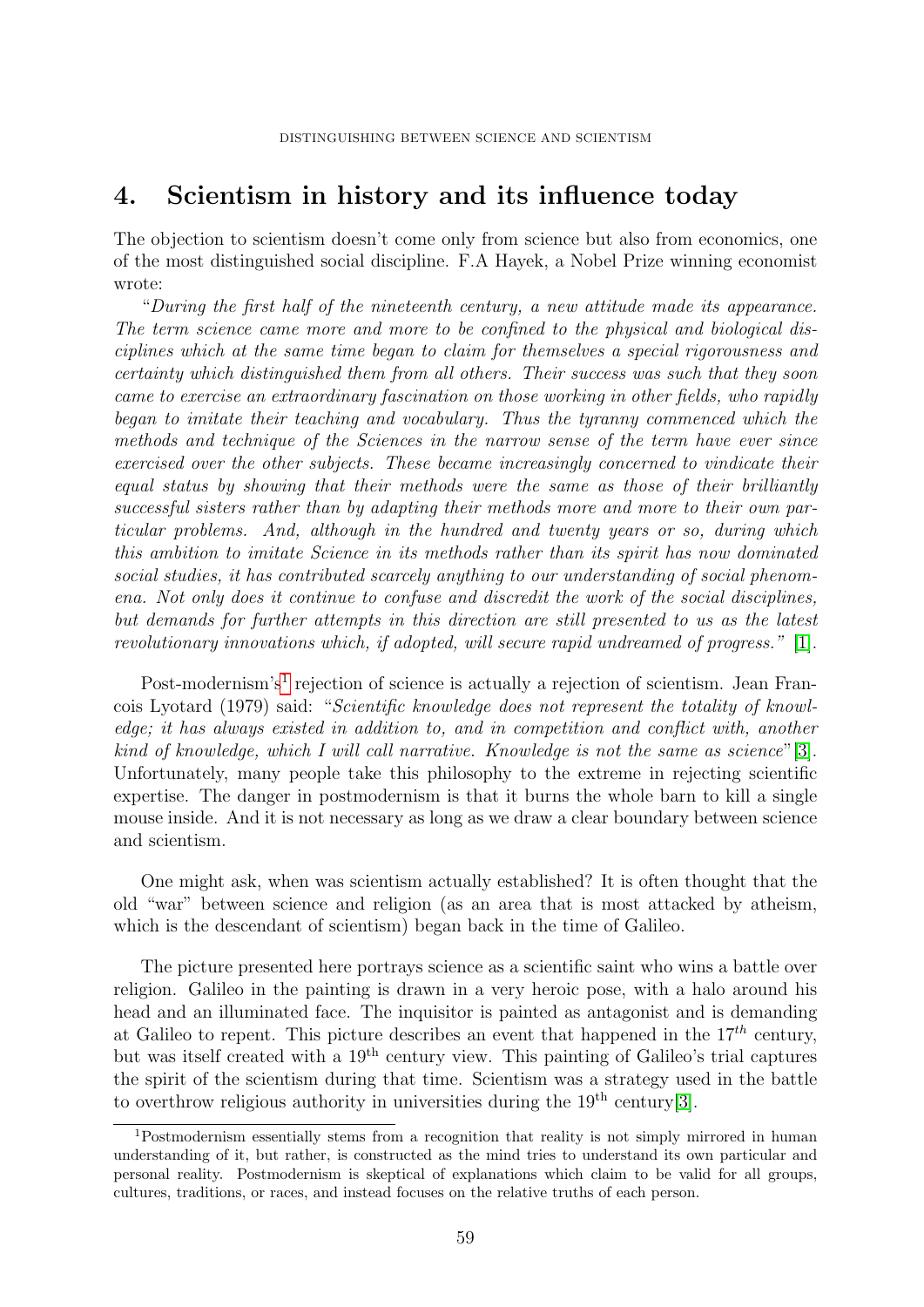## 4. Scientism in history and its influence today

The objection to scientism doesn't come only from science but also from economics, one of the most distinguished social discipline. F.A Hayek, a Nobel Prize winning economist wrote:

"*During the first half of the nineteenth century, a new attitude made its appearance. The term science came more and more to be confined to the physical and biological disciplines which at the same time began to claim for themselves a special rigorousness and certainty which distinguished them from all others. Their success was such that they soon came to exercise an extraordinary fascination on those working in other fields, who rapidly began to imitate their teaching and vocabulary. Thus the tyranny commenced which the methods and technique of the Sciences in the narrow sense of the term have ever since exercised over the other subjects. These became increasingly concerned to vindicate their equal status by showing that their methods were the same as those of their brilliantly successful sisters rather than by adapting their methods more and more to their own particular problems. And, although in the hundred and twenty years or so, during which this ambition to imitate Science in its methods rather than its spirit has now dominated social studies, it has contributed scarcely anything to our understanding of social phenomena. Not only does it continue to confuse and discredit the work of the social disciplines, but demands for further attempts in this direction are still presented to us as the latest revolutionary innovations which, if adopted, will secure rapid undreamed of progress.*" [1].

Post-modernism's[1] rejection of science is actually a rejection of scientism. Jean Francois Lyotard (1979) said: "*Scientific knowledge does not represent the totality of knowledge; it has always existed in addition to, and in competition and conflict with, another kind of knowledge, which I will call narrative. Knowledge is not the same as science*"[3]. Unfortunately, many people take this philosophy to the extreme in rejecting scientific expertise. The danger in postmodernism is that it burns the whole barn to kill a single mouse inside. And it is not necessary as long as we draw a clear boundary between science and scientism.

One might ask, when was scientism actually established? It is often thought that the old "war" between science and religion (as an area that is most attacked by atheism, which is the descendant of scientism) began back in the time of Galileo.

The picture presented here portrays science as a scientific saint who wins a battle over religion. Galileo in the painting is drawn in a very heroic pose, with a halo around his head and an illuminated face. The inquisitor is painted as antagonist and is demanding at Galileo to repent. This picture describes an event that happened in the $17^{th}$ century, but was itself created with a $19^{\text{th}}$ century view. This painting of Galileo's trial captures the spirit of the scientism during that time. Scientism was a strategy used in the battle to overthrow religious authority in universities during the $19^{\text{th}}$ century[3].

[1] Postmodernism essentially stems from a recognition that reality is not simply mirrored in human understanding of it, but rather, is constructed as the mind tries to understand its own particular and personal reality. Postmodernism is skeptical of explanations which claim to be valid for all groups, cultures, traditions, or races, and instead focuses on the relative truths of each person.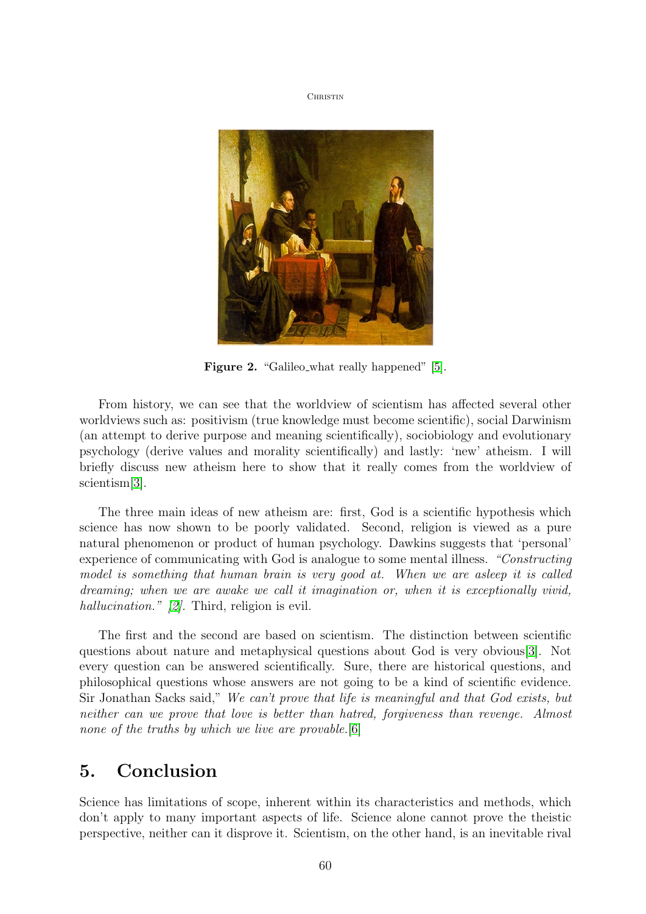**Figure 2.** "Galileo_what really happened" [5].

From history, we can see that the worldview of scientism has affected several other worldviews such as: positivism (true knowledge must become scientific), social Darwinism (an attempt to derive purpose and meaning scientifically), sociobiology and evolutionary psychology (derive values and morality scientifically) and lastly: 'new' atheism. I will briefly discuss new atheism here to show that it really comes from the worldview of scientism[3].

The three main ideas of new atheism are: first, God is a scientific hypothesis which science has now shown to be poorly validated. Second, religion is viewed as a pure natural phenomenon or product of human psychology. Dawkins suggests that 'personal' experience of communicating with God is analogue to some mental illness. *"Constructing model is something that human brain is very good at. When we are asleep it is called dreaming; when we are awake we call it imagination or, when it is exceptionally vivid, hallucination." [2].* Third, religion is evil.

The first and the second are based on scientism. The distinction between scientific questions about nature and metaphysical questions about God is very obvious[3]. Not every question can be answered scientifically. Sure, there are historical questions, and philosophical questions whose answers are not going to be a kind of scientific evidence. Sir Jonathan Sacks said," *We can't prove that life is meaningful and that God exists, but neither can we prove that love is better than hatred, forgiveness than revenge. Almost none of the truths by which we live are provable.*[6]

## 5. Conclusion

Science has limitations of scope, inherent within its characteristics and methods, which don't apply to many important aspects of life. Science alone cannot prove the theistic perspective, neither can it disprove it. Scientism, on the other hand, is an inevitable rival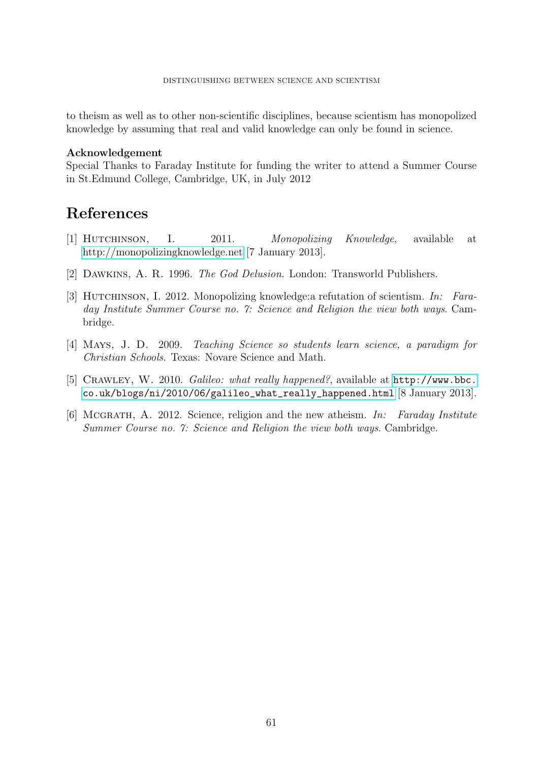to theism as well as to other non-scientific disciplines, because scientism has monopolized knowledge by assuming that real and valid knowledge can only be found in science.

**Acknowledgement**

Special Thanks to Faraday Institute for funding the writer to attend a Summer Course in St.Edmund College, Cambridge, UK, in July 2012

# References

[1] Hutchinson, I. 2011. *Monopolizing Knowledge*, available at http://monopolizingknowledge.net [7 January 2013].

[2] Dawkins, A. R. 1996. *The God Delusion*. London: Transworld Publishers.

[3] Hutchinson, I. 2012. Monopolizing knowledge:a refutation of scientism. *In: Faraday Institute Summer Course no. 7: Science and Religion the view both ways*. Cambridge.

[4] Mays, J. D. 2009. *Teaching Science so students learn science, a paradigm for Christian Schools*. Texas: Novare Science and Math.

[5] Crawley, W. 2010. *Galileo: what really happened?*, available at http://www.bbc.co.uk/blogs/ni/2010/06/galileo_what_really_happened.html [8 January 2013].

[6] Mcgrath, A. 2012. Science, religion and the new atheism. *In: Faraday Institute Summer Course no. 7: Science and Religion the view both ways*. Cambridge.